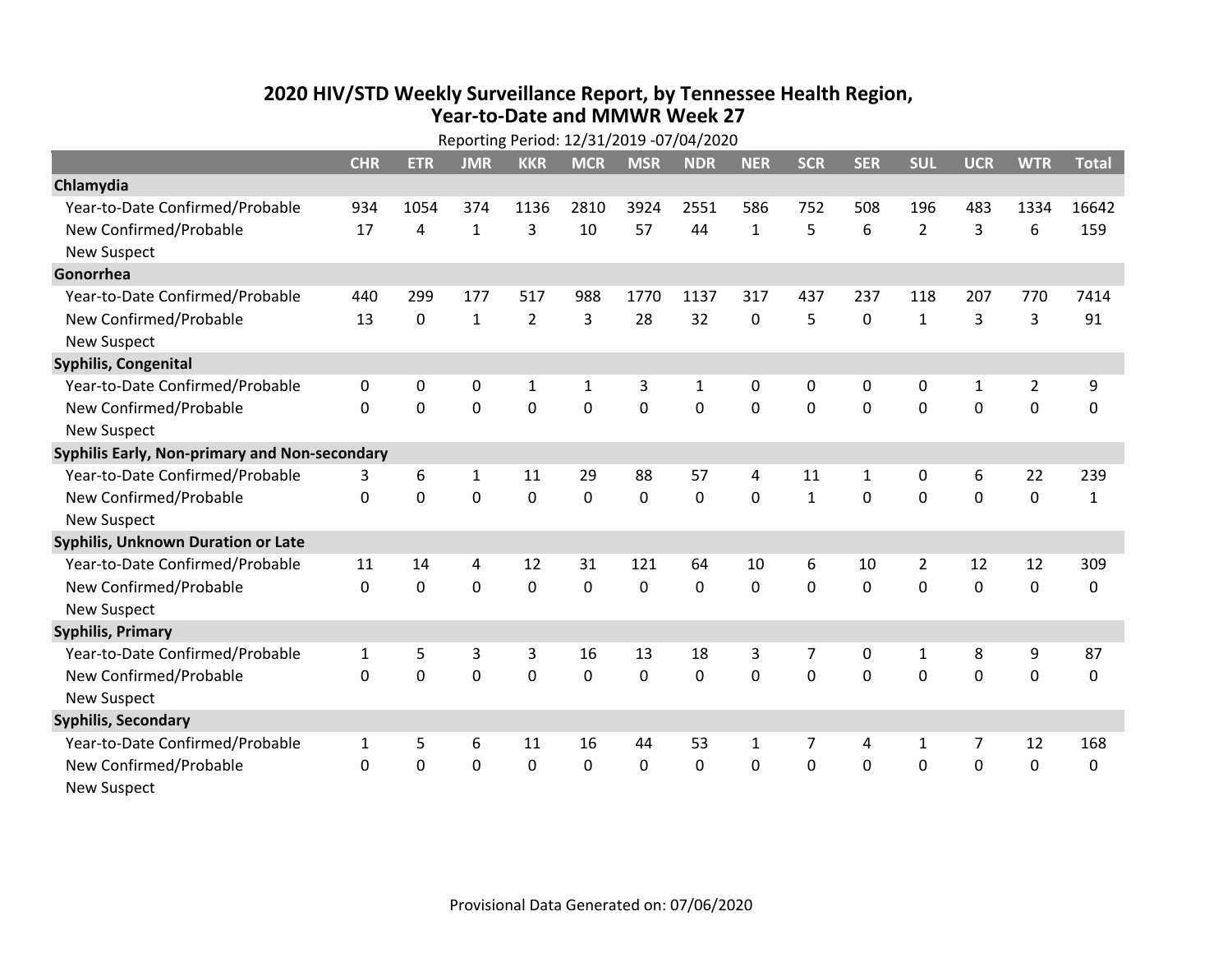# 2020 HIV/STD Weekly Surveillance Report, by Tennessee Health Region, Year-to-Date and MMWR Week 27

Reporting Period: 12/31/2019 -07/04/2020

| | CHR | ETR | JMR | KKR | MCR | MSR | NDR | NER | SCR | SER | SUL | UCR | WTR | Total |
|---|---|---|---|---|---|---|---|---|---|---|---|---|---|---|
| **Chlamydia** | | | | | | | | | | | | | | |
| Year-to-Date Confirmed/Probable | 934 | 1054 | 374 | 1136 | 2810 | 3924 | 2551 | 586 | 752 | 508 | 196 | 483 | 1334 | 16642 |
| New Confirmed/Probable | 17 | 4 | 1 | 3 | 10 | 57 | 44 | 1 | 5 | 6 | 2 | 3 | 6 | 159 |
| New Suspect | | | | | | | | | | | | | | |
| **Gonorrhea** | | | | | | | | | | | | | | |
| Year-to-Date Confirmed/Probable | 440 | 299 | 177 | 517 | 988 | 1770 | 1137 | 317 | 437 | 237 | 118 | 207 | 770 | 7414 |
| New Confirmed/Probable | 13 | 0 | 1 | 2 | 3 | 28 | 32 | 0 | 5 | 0 | 1 | 3 | 3 | 91 |
| New Suspect | | | | | | | | | | | | | | |
| **Syphilis, Congenital** | | | | | | | | | | | | | | |
| Year-to-Date Confirmed/Probable | 0 | 0 | 0 | 1 | 1 | 3 | 1 | 0 | 0 | 0 | 0 | 1 | 2 | 9 |
| New Confirmed/Probable | 0 | 0 | 0 | 0 | 0 | 0 | 0 | 0 | 0 | 0 | 0 | 0 | 0 | 0 |
| New Suspect | | | | | | | | | | | | | | |
| **Syphilis Early, Non-primary and Non-secondary** | | | | | | | | | | | | | | |
| Year-to-Date Confirmed/Probable | 3 | 6 | 1 | 11 | 29 | 88 | 57 | 4 | 11 | 1 | 0 | 6 | 22 | 239 |
| New Confirmed/Probable | 0 | 0 | 0 | 0 | 0 | 0 | 0 | 0 | 1 | 0 | 0 | 0 | 0 | 1 |
| New Suspect | | | | | | | | | | | | | | |
| **Syphilis, Unknown Duration or Late** | | | | | | | | | | | | | | |
| Year-to-Date Confirmed/Probable | 11 | 14 | 4 | 12 | 31 | 121 | 64 | 10 | 6 | 10 | 2 | 12 | 12 | 309 |
| New Confirmed/Probable | 0 | 0 | 0 | 0 | 0 | 0 | 0 | 0 | 0 | 0 | 0 | 0 | 0 | 0 |
| New Suspect | | | | | | | | | | | | | | |
| **Syphilis, Primary** | | | | | | | | | | | | | | |
| Year-to-Date Confirmed/Probable | 1 | 5 | 3 | 3 | 16 | 13 | 18 | 3 | 7 | 0 | 1 | 8 | 9 | 87 |
| New Confirmed/Probable | 0 | 0 | 0 | 0 | 0 | 0 | 0 | 0 | 0 | 0 | 0 | 0 | 0 | 0 |
| New Suspect | | | | | | | | | | | | | | |
| **Syphilis, Secondary** | | | | | | | | | | | | | | |
| Year-to-Date Confirmed/Probable | 1 | 5 | 6 | 11 | 16 | 44 | 53 | 1 | 7 | 4 | 1 | 7 | 12 | 168 |
| New Confirmed/Probable | 0 | 0 | 0 | 0 | 0 | 0 | 0 | 0 | 0 | 0 | 0 | 0 | 0 | 0 |
| New Suspect | | | | | | | | | | | | | | |

Provisional Data Generated on: 07/06/2020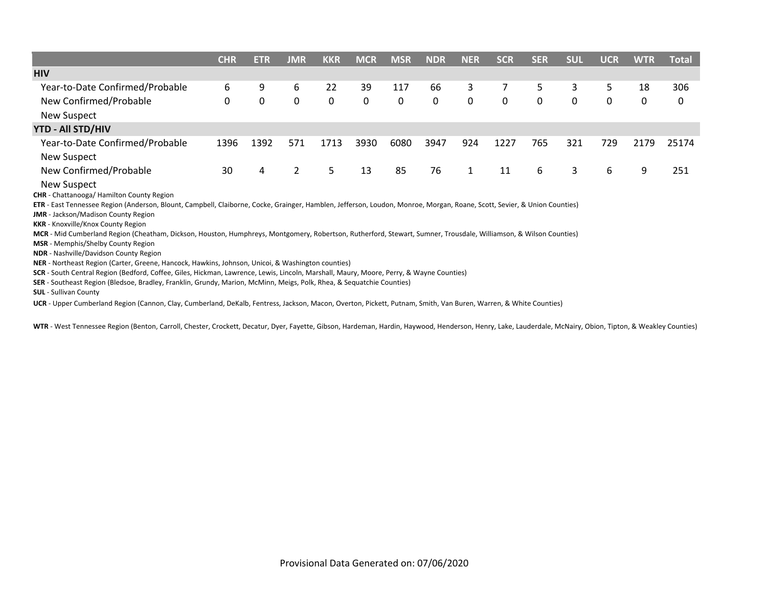| | CHR | ETR | JMR | KKR | MCR | MSR | NDR | NER | SCR | SER | SUL | UCR | WTR | Total |
|---|---|---|---|---|---|---|---|---|---|---|---|---|---|---|
| **HIV** | | | | | | | | | | | | | | |
| Year-to-Date Confirmed/Probable | 6 | 9 | 6 | 22 | 39 | 117 | 66 | 3 | 7 | 5 | 3 | 5 | 18 | 306 |
| New Confirmed/Probable | 0 | 0 | 0 | 0 | 0 | 0 | 0 | 0 | 0 | 0 | 0 | 0 | 0 | 0 |
| New Suspect | | | | | | | | | | | | | | |
| **YTD - All STD/HIV** | | | | | | | | | | | | | | |
| Year-to-Date Confirmed/Probable | 1396 | 1392 | 571 | 1713 | 3930 | 6080 | 3947 | 924 | 1227 | 765 | 321 | 729 | 2179 | 25174 |
| New Suspect | | | | | | | | | | | | | | |
| New Confirmed/Probable | 30 | 4 | 2 | 5 | 13 | 85 | 76 | 1 | 11 | 6 | 3 | 6 | 9 | 251 |
| New Suspect | | | | | | | | | | | | | | |

**CHR** - Chattanooga/ Hamilton County Region

**ETR** - East Tennessee Region (Anderson, Blount, Campbell, Claiborne, Cocke, Grainger, Hamblen, Jefferson, Loudon, Monroe, Morgan, Roane, Scott, Sevier, & Union Counties)

**JMR** - Jackson/Madison County Region

**KKR** - Knoxville/Knox County Region

**MCR** - Mid Cumberland Region (Cheatham, Dickson, Houston, Humphreys, Montgomery, Robertson, Rutherford, Stewart, Sumner, Trousdale, Williamson, & Wilson Counties)

**MSR** - Memphis/Shelby County Region

**NDR** - Nashville/Davidson County Region

**NER** - Northeast Region (Carter, Greene, Hancock, Hawkins, Johnson, Unicoi, & Washington counties)

**SCR** - South Central Region (Bedford, Coffee, Giles, Hickman, Lawrence, Lewis, Lincoln, Marshall, Maury, Moore, Perry, & Wayne Counties)

**SER** - Southeast Region (Bledsoe, Bradley, Franklin, Grundy, Marion, McMinn, Meigs, Polk, Rhea, & Sequatchie Counties)

**SUL** - Sullivan County

**UCR** - Upper Cumberland Region (Cannon, Clay, Cumberland, DeKalb, Fentress, Jackson, Macon, Overton, Pickett, Putnam, Smith, Van Buren, Warren, & White Counties)

**WTR** - West Tennessee Region (Benton, Carroll, Chester, Crockett, Decatur, Dyer, Fayette, Gibson, Hardeman, Hardin, Haywood, Henderson, Henry, Lake, Lauderdale, McNairy, Obion, Tipton, & Weakley Counties)

Provisional Data Generated on: 07/06/2020